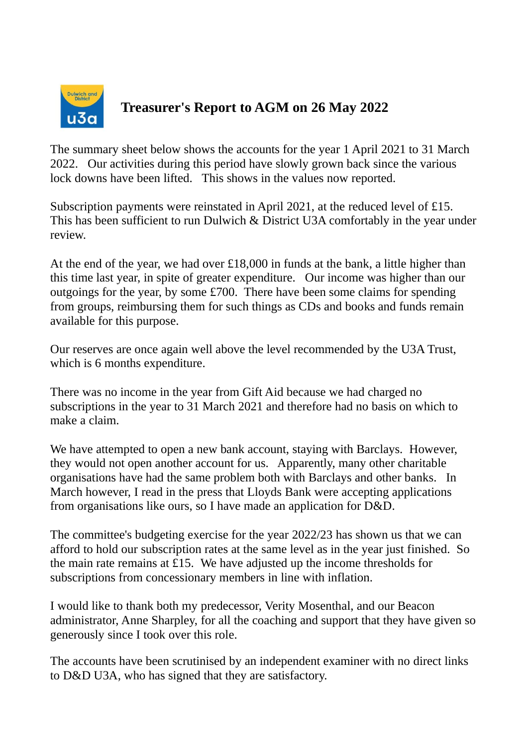# Treasurer's Report to AGM on 26 May 2022

The summary sheet below shows the accounts for the year 1 April 2021 to 31 March 2022. Our activities during this period have slowly grown back since the various lock downs have been lifted. This shows in the values now reported.

Subscription payments were reinstated in April 2021, at the reduced level of £15. This has been sufficient to run Dulwich & District U3A comfortably in the year under review.

At the end of the year, we had over £18,000 in funds at the bank, a little higher than this time last year, in spite of greater expenditure. Our income was higher than our outgoings for the year, by some £700. There have been some claims for spending from groups, reimbursing them for such things as CDs and books and funds remain available for this purpose.

Our reserves are once again well above the level recommended by the U3A Trust, which is 6 months expenditure.

There was no income in the year from Gift Aid because we had charged no subscriptions in the year to 31 March 2021 and therefore had no basis on which to make a claim.

We have attempted to open a new bank account, staying with Barclays. However, they would not open another account for us. Apparently, many other charitable organisations have had the same problem both with Barclays and other banks. In March however, I read in the press that Lloyds Bank were accepting applications from organisations like ours, so I have made an application for D&D.

The committee's budgeting exercise for the year 2022/23 has shown us that we can afford to hold our subscription rates at the same level as in the year just finished. So the main rate remains at £15. We have adjusted up the income thresholds for subscriptions from concessionary members in line with inflation.

I would like to thank both my predecessor, Verity Mosenthal, and our Beacon administrator, Anne Sharpley, for all the coaching and support that they have given so generously since I took over this role.

The accounts have been scrutinised by an independent examiner with no direct links to D&D U3A, who has signed that they are satisfactory.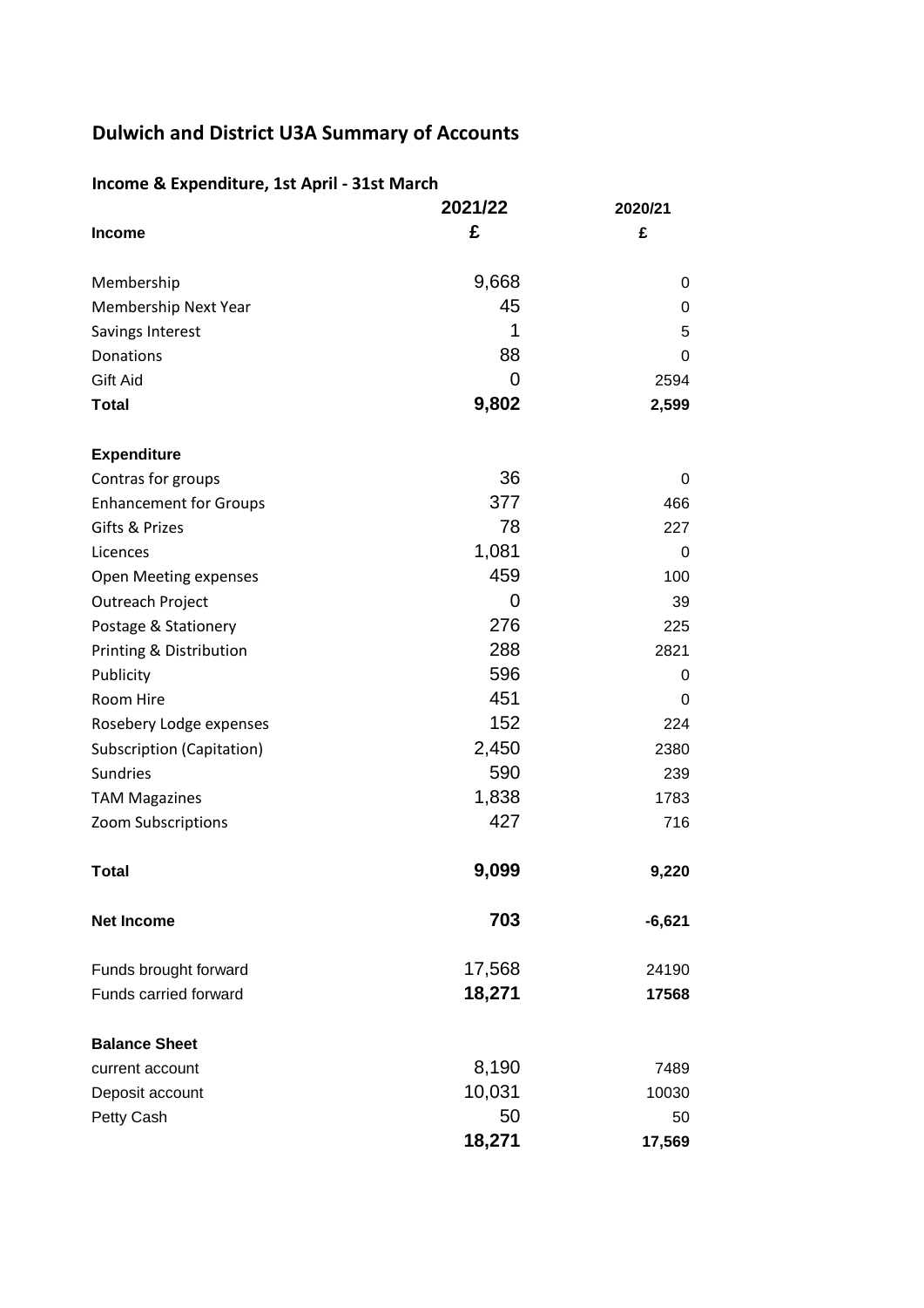## Dulwich and District U3A Summary of Accounts

### Income & Expenditure, 1st April - 31st March

| | 2021/22 | 2020/21 |
|---|---|---|
| **Income** | **£** | **£** |
| Membership | 9,668 | 0 |
| Membership Next Year | 45 | 0 |
| Savings Interest | 1 | 5 |
| Donations | 88 | 0 |
| Gift Aid | 0 | 2594 |
| **Total** | **9,802** | **2,599** |
| **Expenditure** | | |
| Contras for groups | 36 | 0 |
| Enhancement for Groups | 377 | 466 |
| Gifts & Prizes | 78 | 227 |
| Licences | 1,081 | 0 |
| Open Meeting expenses | 459 | 100 |
| Outreach Project | 0 | 39 |
| Postage & Stationery | 276 | 225 |
| Printing & Distribution | 288 | 2821 |
| Publicity | 596 | 0 |
| Room Hire | 451 | 0 |
| Rosebery Lodge expenses | 152 | 224 |
| Subscription (Capitation) | 2,450 | 2380 |
| Sundries | 590 | 239 |
| TAM Magazines | 1,838 | 1783 |
| Zoom Subscriptions | 427 | 716 |
| **Total** | **9,099** | **9,220** |
| **Net Income** | **703** | **-6,621** |
| Funds brought forward | 17,568 | 24190 |
| Funds carried forward | **18,271** | **17568** |
| **Balance Sheet** | | |
| current account | 8,190 | 7489 |
| Deposit account | 10,031 | 10030 |
| Petty Cash | 50 | 50 |
| | **18,271** | **17,569** |